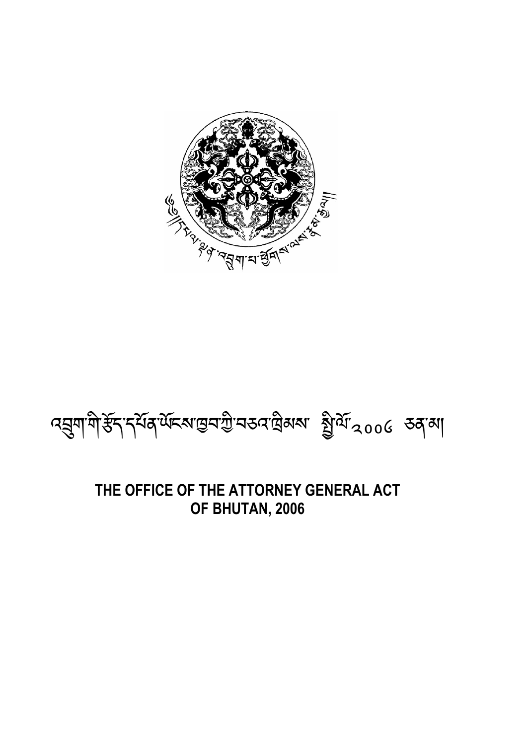# འབྲུག་གི་རྩོད་དཔོན་ཡོངས་ཁྱབ་ཀྱི་བཅའ་ཁྲིམས་ སྤྱི་ལོ་༢༠༠༦ ཅན་མ།

# THE OFFICE OF THE ATTORNEY GENERAL ACT OF BHUTAN, 2006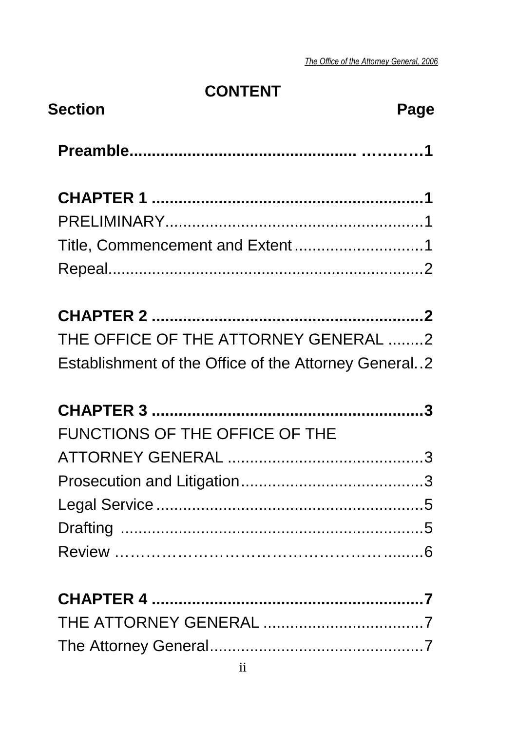# CONTENT

| Section | Page |
|---|---|
| **Preamble** | **1** |
| **CHAPTER 1** | **1** |
| PRELIMINARY | 1 |
| Title, Commencement and Extent | 1 |
| Repeal | 2 |
| **CHAPTER 2** | **2** |
| THE OFFICE OF THE ATTORNEY GENERAL | 2 |
| Establishment of the Office of the Attorney General | 2 |
| **CHAPTER 3** | **3** |
| FUNCTIONS OF THE OFFICE OF THE ATTORNEY GENERAL | 3 |
| Prosecution and Litigation | 3 |
| Legal Service | 5 |
| Drafting | 5 |
| Review | 6 |
| **CHAPTER 4** | **7** |
| THE ATTORNEY GENERAL | 7 |
| The Attorney General | 7 |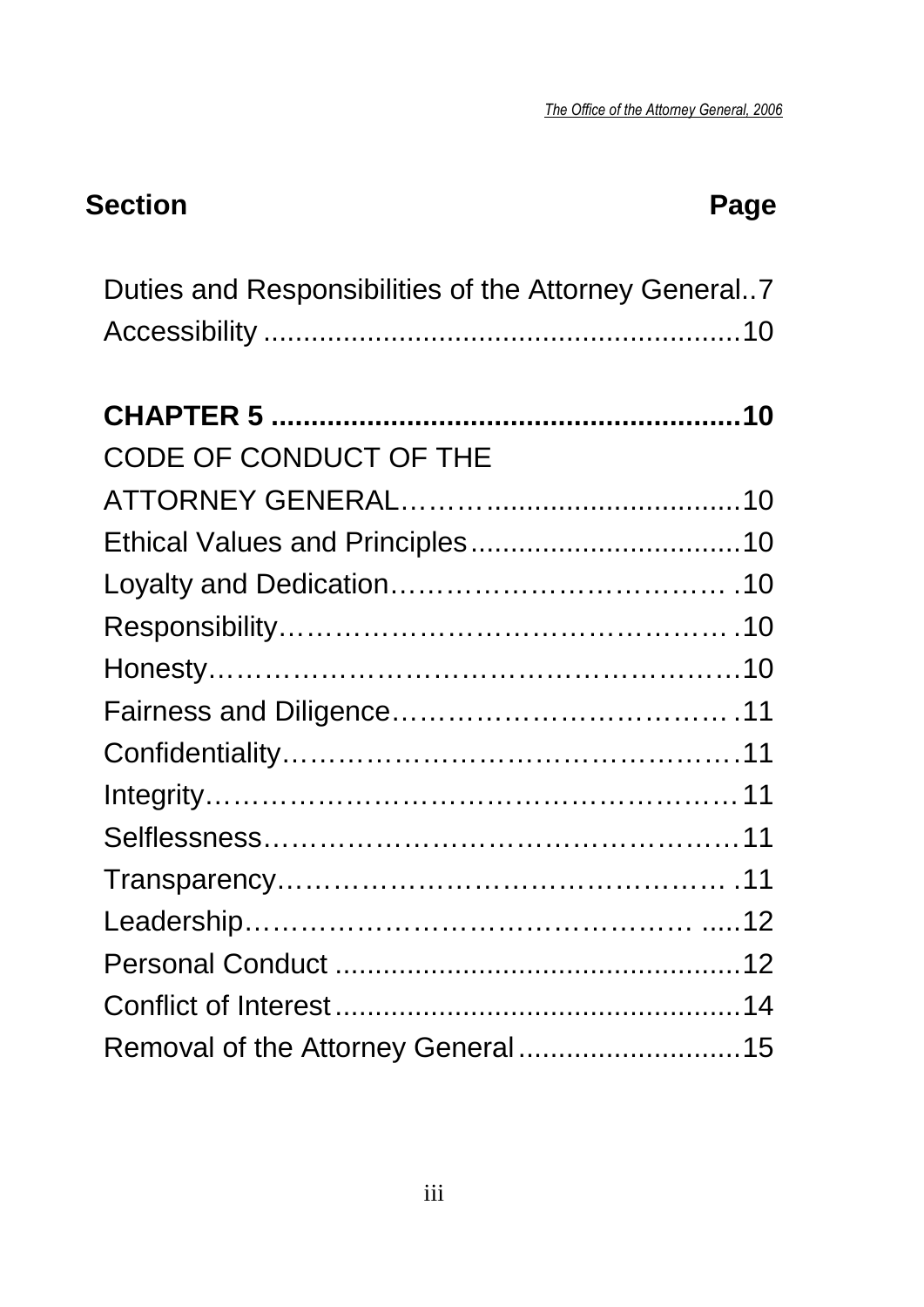| Section | Page |
|---|---|
| Duties and Responsibilities of the Attorney General | 7 |
| Accessibility | 10 |
| **CHAPTER 5** | **10** |
| CODE OF CONDUCT OF THE ATTORNEY GENERAL | 10 |
| Ethical Values and Principles | 10 |
| Loyalty and Dedication | 10 |
| Responsibility | 10 |
| Honesty | 10 |
| Fairness and Diligence | 11 |
| Confidentiality | 11 |
| Integrity | 11 |
| Selflessness | 11 |
| Transparency | 11 |
| Leadership | 12 |
| Personal Conduct | 12 |
| Conflict of Interest | 14 |
| Removal of the Attorney General | 15 |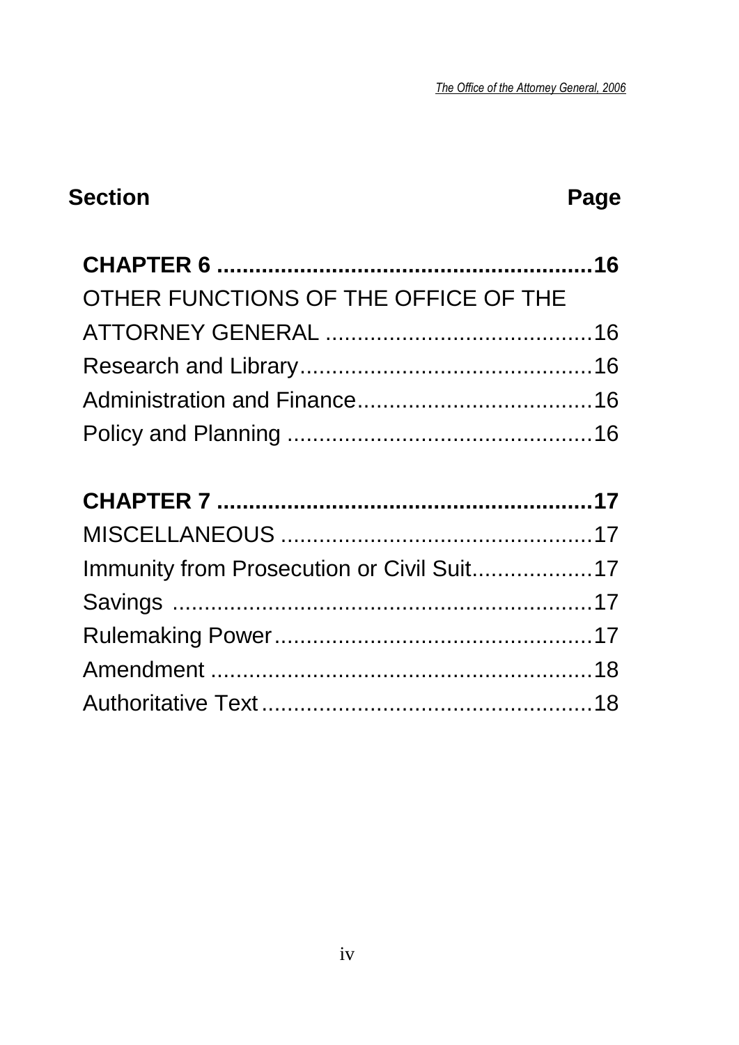| Section | Page |
|---|---|
| **CHAPTER 6** | **16** |
| OTHER FUNCTIONS OF THE OFFICE OF THE ATTORNEY GENERAL | 16 |
| Research and Library | 16 |
| Administration and Finance | 16 |
| Policy and Planning | 16 |
| **CHAPTER 7** | **17** |
| MISCELLANEOUS | 17 |
| Immunity from Prosecution or Civil Suit | 17 |
| Savings | 17 |
| Rulemaking Power | 17 |
| Amendment | 18 |
| Authoritative Text | 18 |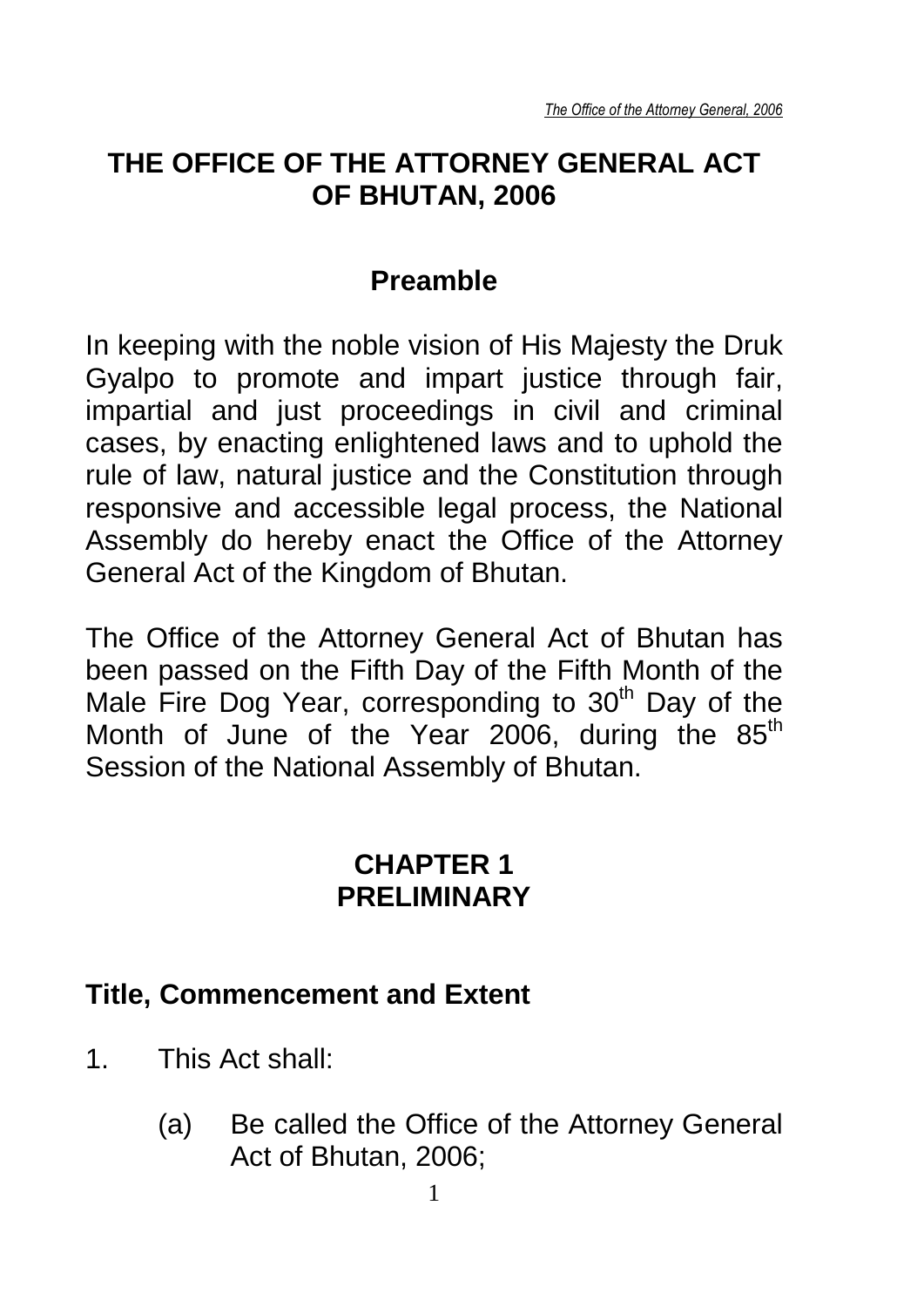# THE OFFICE OF THE ATTORNEY GENERAL ACT OF BHUTAN, 2006

## Preamble

In keeping with the noble vision of His Majesty the Druk Gyalpo to promote and impart justice through fair, impartial and just proceedings in civil and criminal cases, by enacting enlightened laws and to uphold the rule of law, natural justice and the Constitution through responsive and accessible legal process, the National Assembly do hereby enact the Office of the Attorney General Act of the Kingdom of Bhutan.

The Office of the Attorney General Act of Bhutan has been passed on the Fifth Day of the Fifth Month of the Male Fire Dog Year, corresponding to 30th Day of the Month of June of the Year 2006, during the 85th Session of the National Assembly of Bhutan.

## CHAPTER 1
## PRELIMINARY

### Title, Commencement and Extent

1. This Act shall:

    (a) Be called the Office of the Attorney General Act of Bhutan, 2006;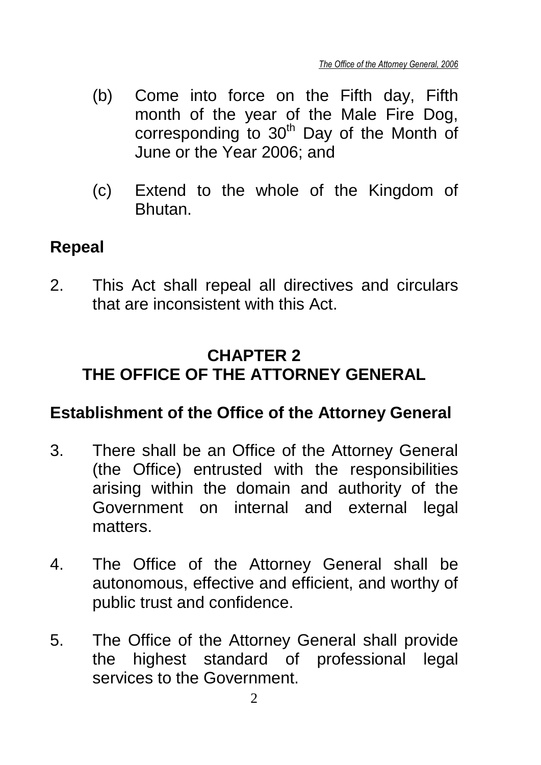(b) Come into force on the Fifth day, Fifth month of the year of the Male Fire Dog, corresponding to 30th Day of the Month of June or the Year 2006; and

(c) Extend to the whole of the Kingdom of Bhutan.

## Repeal

2. This Act shall repeal all directives and circulars that are inconsistent with this Act.

# CHAPTER 2
# THE OFFICE OF THE ATTORNEY GENERAL

## Establishment of the Office of the Attorney General

3. There shall be an Office of the Attorney General (the Office) entrusted with the responsibilities arising within the domain and authority of the Government on internal and external legal matters.

4. The Office of the Attorney General shall be autonomous, effective and efficient, and worthy of public trust and confidence.

5. The Office of the Attorney General shall provide the highest standard of professional legal services to the Government.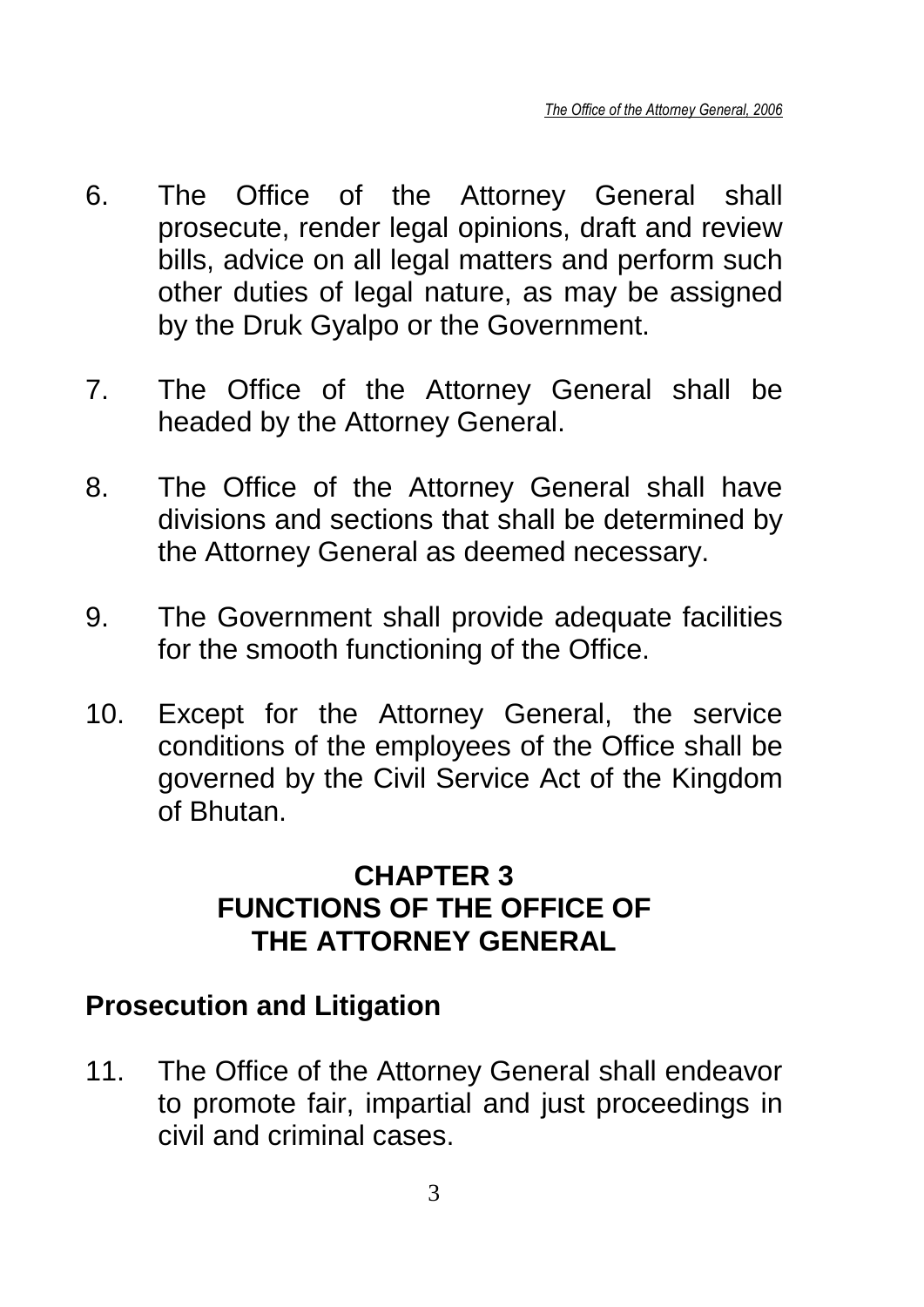6. The Office of the Attorney General shall prosecute, render legal opinions, draft and review bills, advice on all legal matters and perform such other duties of legal nature, as may be assigned by the Druk Gyalpo or the Government.

7. The Office of the Attorney General shall be headed by the Attorney General.

8. The Office of the Attorney General shall have divisions and sections that shall be determined by the Attorney General as deemed necessary.

9. The Government shall provide adequate facilities for the smooth functioning of the Office.

10. Except for the Attorney General, the service conditions of the employees of the Office shall be governed by the Civil Service Act of the Kingdom of Bhutan.

## CHAPTER 3
## FUNCTIONS OF THE OFFICE OF THE ATTORNEY GENERAL

### Prosecution and Litigation

11. The Office of the Attorney General shall endeavor to promote fair, impartial and just proceedings in civil and criminal cases.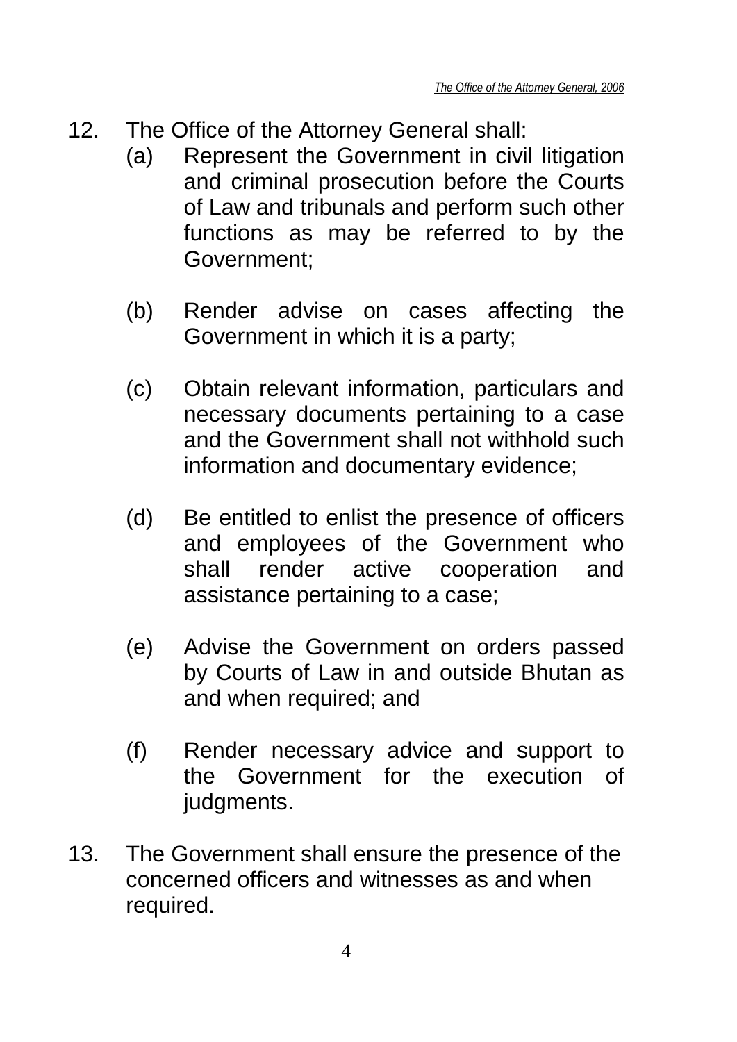12. The Office of the Attorney General shall:
    (a) Represent the Government in civil litigation and criminal prosecution before the Courts of Law and tribunals and perform such other functions as may be referred to by the Government;

    (b) Render advise on cases affecting the Government in which it is a party;

    (c) Obtain relevant information, particulars and necessary documents pertaining to a case and the Government shall not withhold such information and documentary evidence;

    (d) Be entitled to enlist the presence of officers and employees of the Government who shall render active cooperation and assistance pertaining to a case;

    (e) Advise the Government on orders passed by Courts of Law in and outside Bhutan as and when required; and

    (f) Render necessary advice and support to the Government for the execution of judgments.

13. The Government shall ensure the presence of the concerned officers and witnesses as and when required.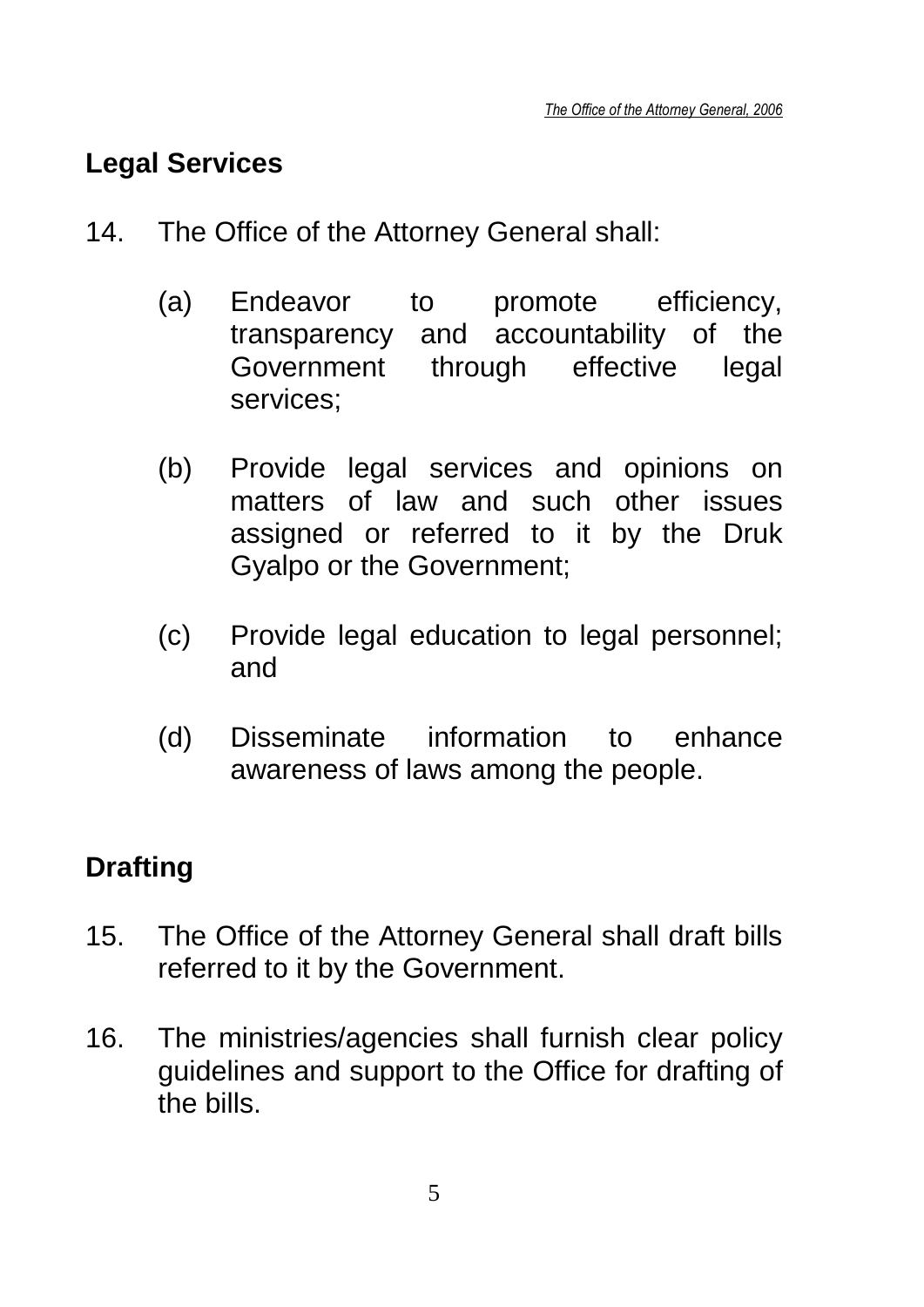## Legal Services

14. The Office of the Attorney General shall:

    (a) Endeavor to promote efficiency, transparency and accountability of the Government through effective legal services;

    (b) Provide legal services and opinions on matters of law and such other issues assigned or referred to it by the Druk Gyalpo or the Government;

    (c) Provide legal education to legal personnel; and

    (d) Disseminate information to enhance awareness of laws among the people.

## Drafting

15. The Office of the Attorney General shall draft bills referred to it by the Government.

16. The ministries/agencies shall furnish clear policy guidelines and support to the Office for drafting of the bills.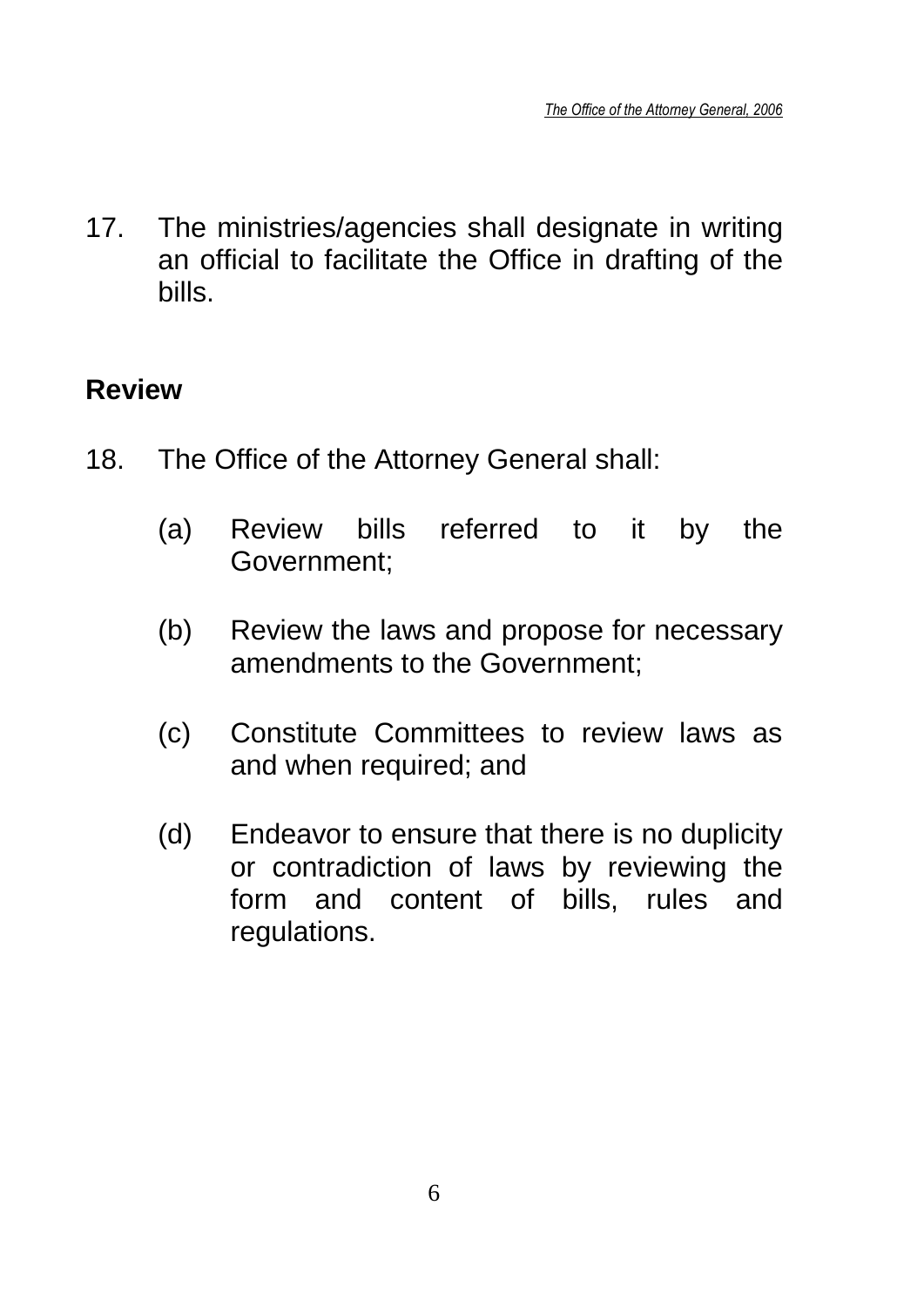17. The ministries/agencies shall designate in writing an official to facilitate the Office in drafting of the bills.

## Review

18. The Office of the Attorney General shall:

    (a) Review bills referred to it by the Government;

    (b) Review the laws and propose for necessary amendments to the Government;

    (c) Constitute Committees to review laws as and when required; and

    (d) Endeavor to ensure that there is no duplicity or contradiction of laws by reviewing the form and content of bills, rules and regulations.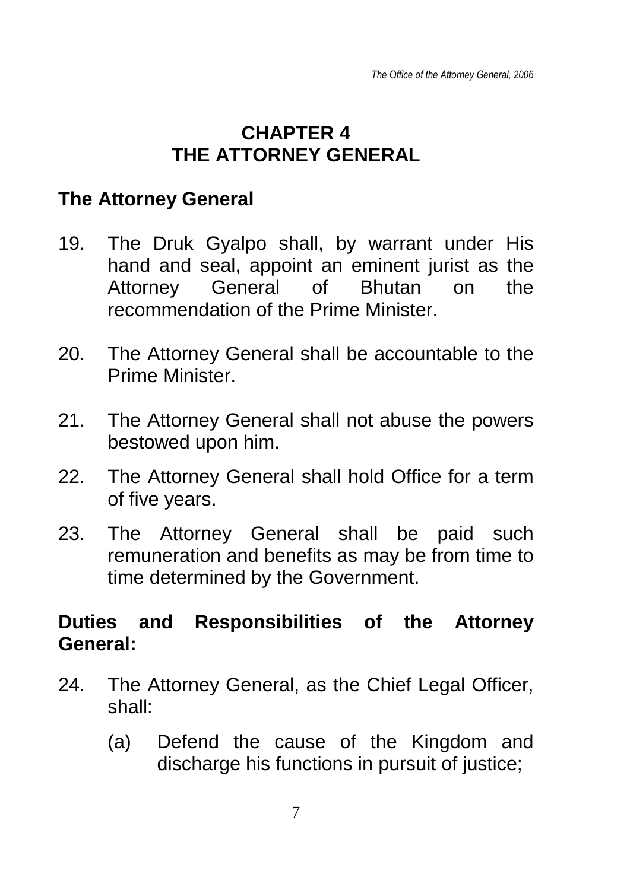# CHAPTER 4
# THE ATTORNEY GENERAL

## The Attorney General

19. The Druk Gyalpo shall, by warrant under His hand and seal, appoint an eminent jurist as the Attorney General of Bhutan on the recommendation of the Prime Minister.

20. The Attorney General shall be accountable to the Prime Minister.

21. The Attorney General shall not abuse the powers bestowed upon him.

22. The Attorney General shall hold Office for a term of five years.

23. The Attorney General shall be paid such remuneration and benefits as may be from time to time determined by the Government.

## Duties and Responsibilities of the Attorney General:

24. The Attorney General, as the Chief Legal Officer, shall:

    (a) Defend the cause of the Kingdom and discharge his functions in pursuit of justice;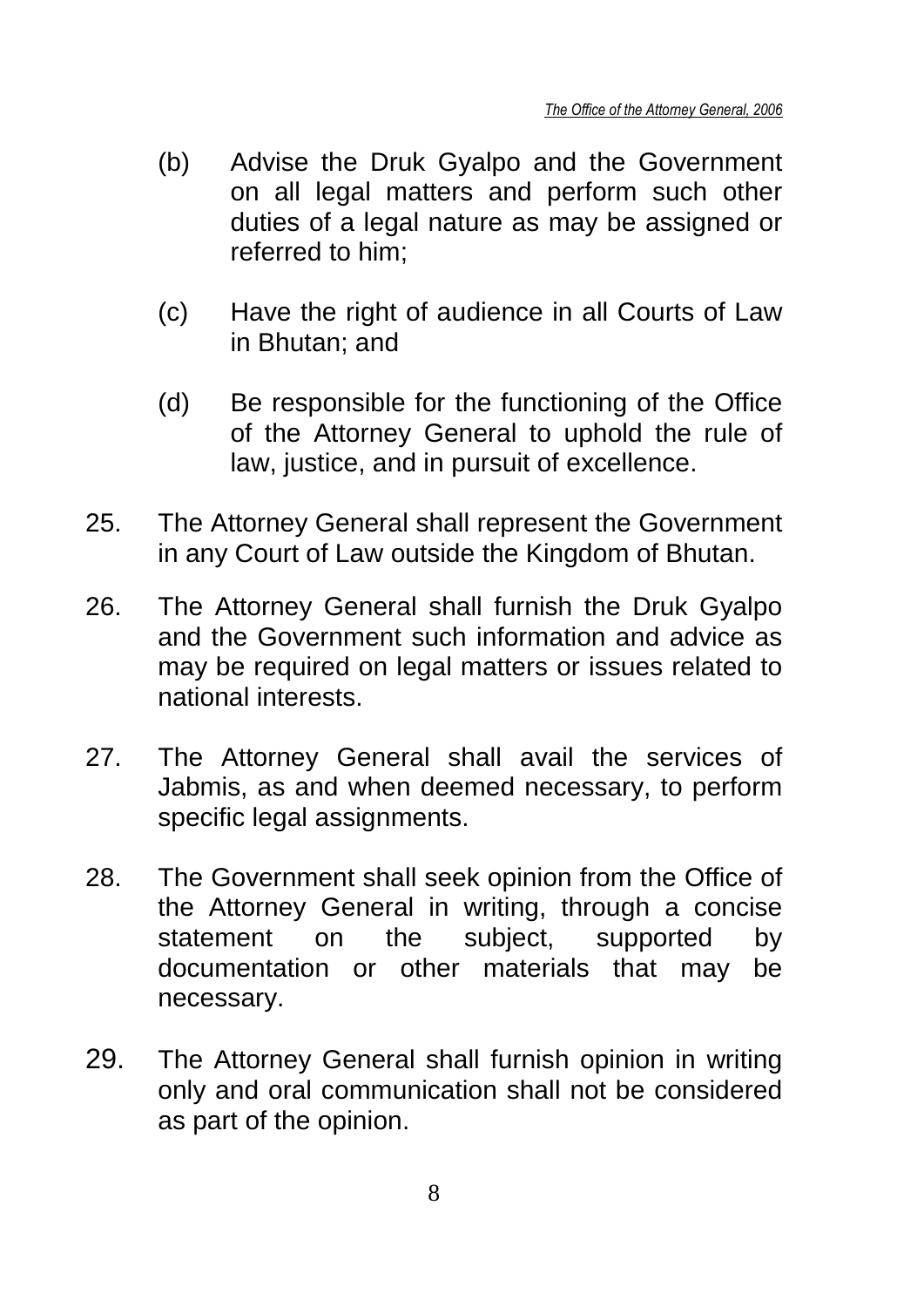(b) Advise the Druk Gyalpo and the Government on all legal matters and perform such other duties of a legal nature as may be assigned or referred to him;

(c) Have the right of audience in all Courts of Law in Bhutan; and

(d) Be responsible for the functioning of the Office of the Attorney General to uphold the rule of law, justice, and in pursuit of excellence.

25. The Attorney General shall represent the Government in any Court of Law outside the Kingdom of Bhutan.

26. The Attorney General shall furnish the Druk Gyalpo and the Government such information and advice as may be required on legal matters or issues related to national interests.

27. The Attorney General shall avail the services of Jabmis, as and when deemed necessary, to perform specific legal assignments.

28. The Government shall seek opinion from the Office of the Attorney General in writing, through a concise statement on the subject, supported by documentation or other materials that may be necessary.

29. The Attorney General shall furnish opinion in writing only and oral communication shall not be considered as part of the opinion.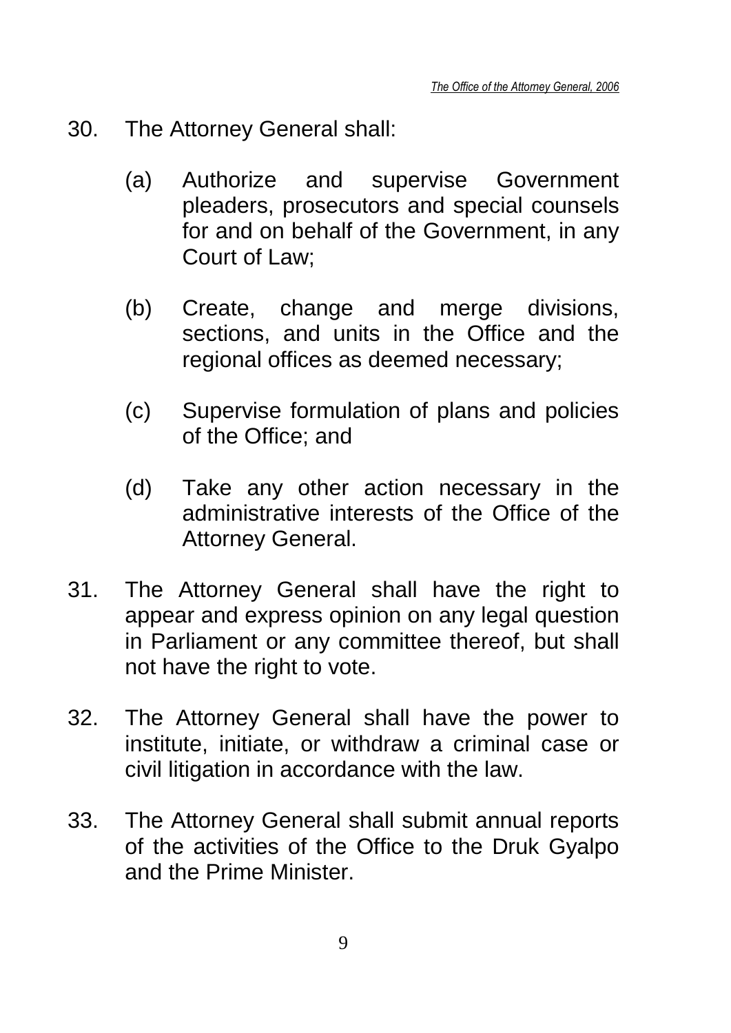30. The Attorney General shall:

    (a) Authorize and supervise Government pleaders, prosecutors and special counsels for and on behalf of the Government, in any Court of Law;

    (b) Create, change and merge divisions, sections, and units in the Office and the regional offices as deemed necessary;

    (c) Supervise formulation of plans and policies of the Office; and

    (d) Take any other action necessary in the administrative interests of the Office of the Attorney General.

31. The Attorney General shall have the right to appear and express opinion on any legal question in Parliament or any committee thereof, but shall not have the right to vote.

32. The Attorney General shall have the power to institute, initiate, or withdraw a criminal case or civil litigation in accordance with the law.

33. The Attorney General shall submit annual reports of the activities of the Office to the Druk Gyalpo and the Prime Minister.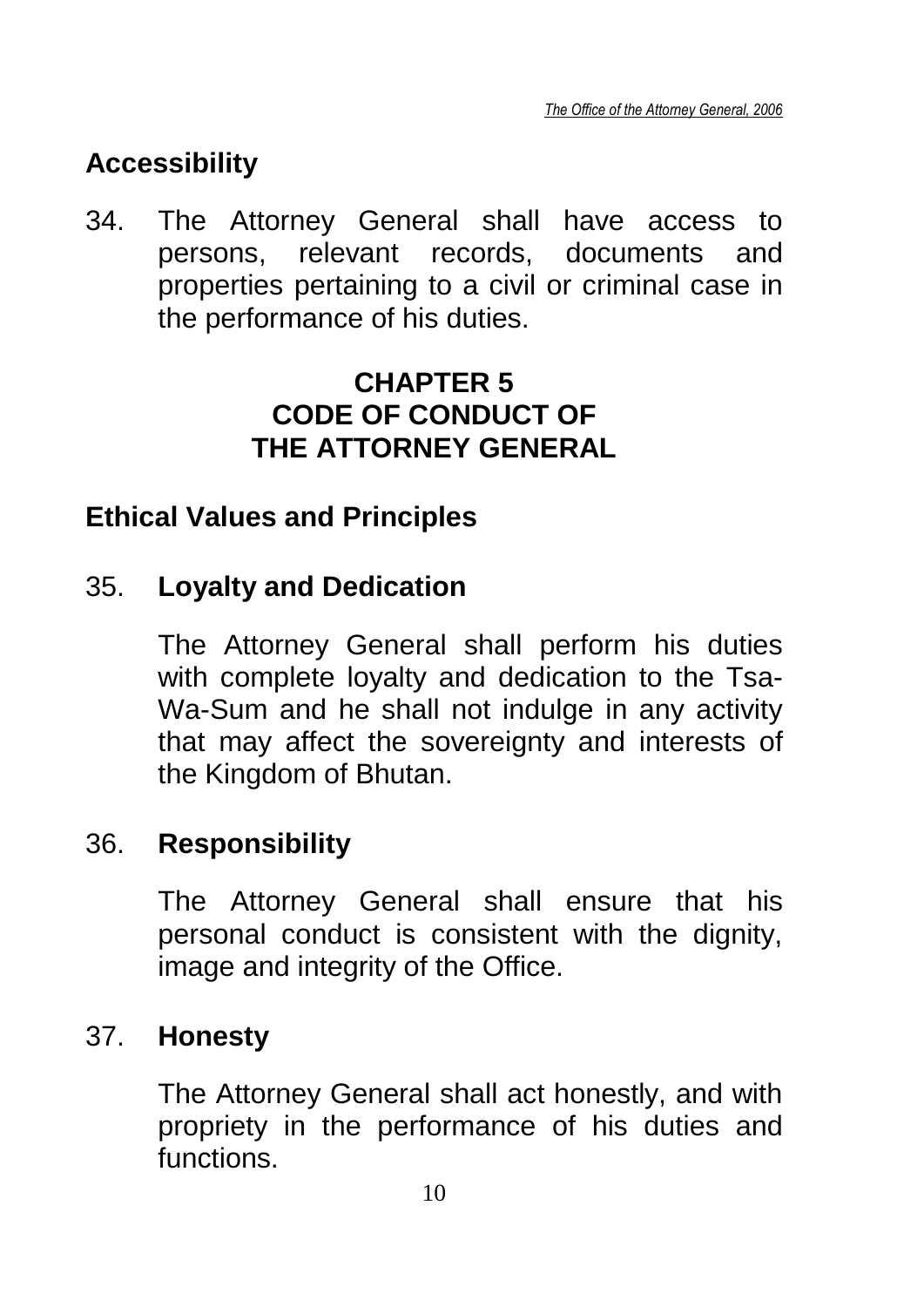## Accessibility

34. The Attorney General shall have access to persons, relevant records, documents and properties pertaining to a civil or criminal case in the performance of his duties.

# CHAPTER 5
# CODE OF CONDUCT OF THE ATTORNEY GENERAL

## Ethical Values and Principles

35. **Loyalty and Dedication**

    The Attorney General shall perform his duties with complete loyalty and dedication to the Tsa-Wa-Sum and he shall not indulge in any activity that may affect the sovereignty and interests of the Kingdom of Bhutan.

36. **Responsibility**

    The Attorney General shall ensure that his personal conduct is consistent with the dignity, image and integrity of the Office.

37. **Honesty**

    The Attorney General shall act honestly, and with propriety in the performance of his duties and functions.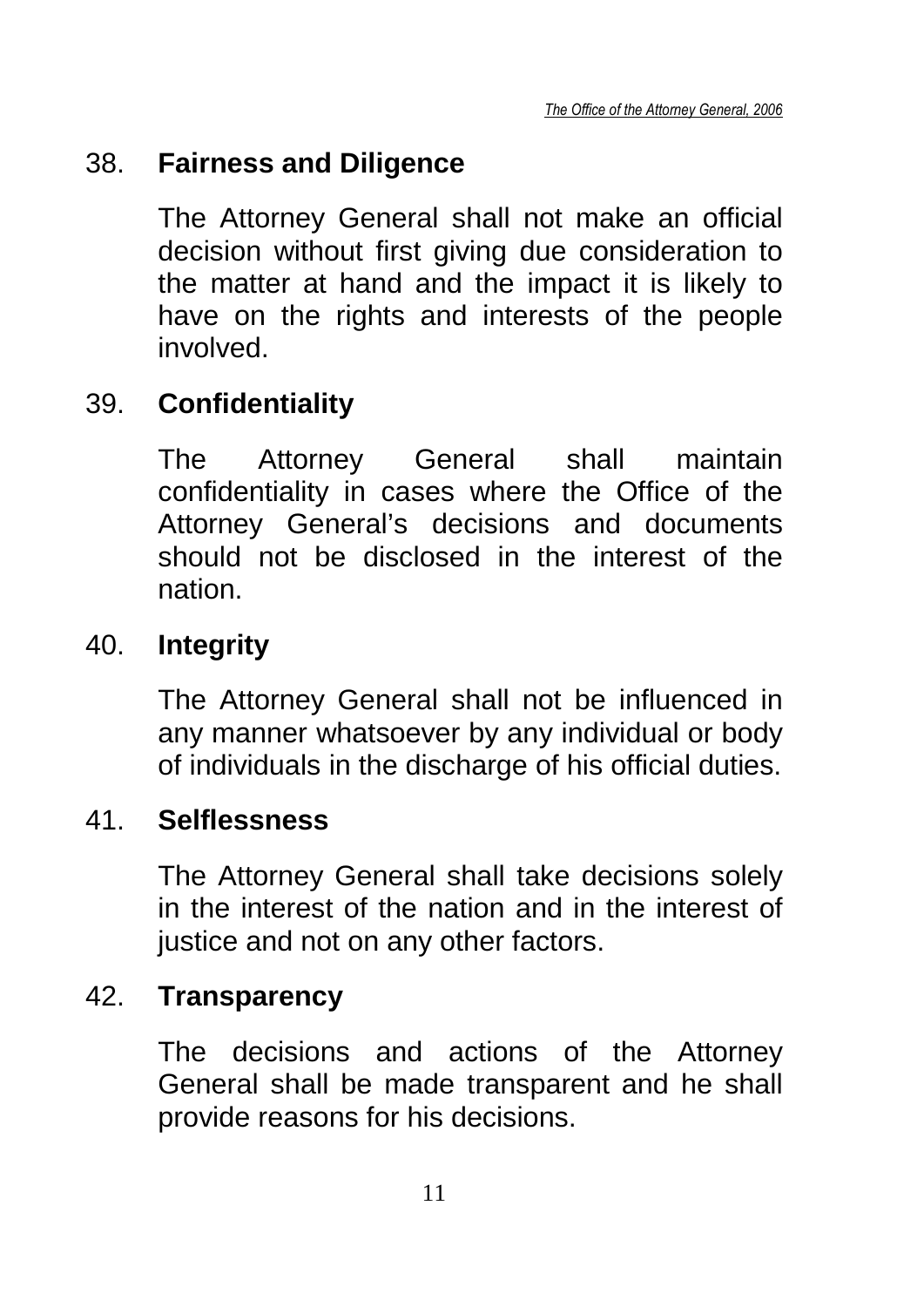38. **Fairness and Diligence**

    The Attorney General shall not make an official decision without first giving due consideration to the matter at hand and the impact it is likely to have on the rights and interests of the people involved.

39. **Confidentiality**

    The Attorney General shall maintain confidentiality in cases where the Office of the Attorney General's decisions and documents should not be disclosed in the interest of the nation.

40. **Integrity**

    The Attorney General shall not be influenced in any manner whatsoever by any individual or body of individuals in the discharge of his official duties.

41. **Selflessness**

    The Attorney General shall take decisions solely in the interest of the nation and in the interest of justice and not on any other factors.

42. **Transparency**

    The decisions and actions of the Attorney General shall be made transparent and he shall provide reasons for his decisions.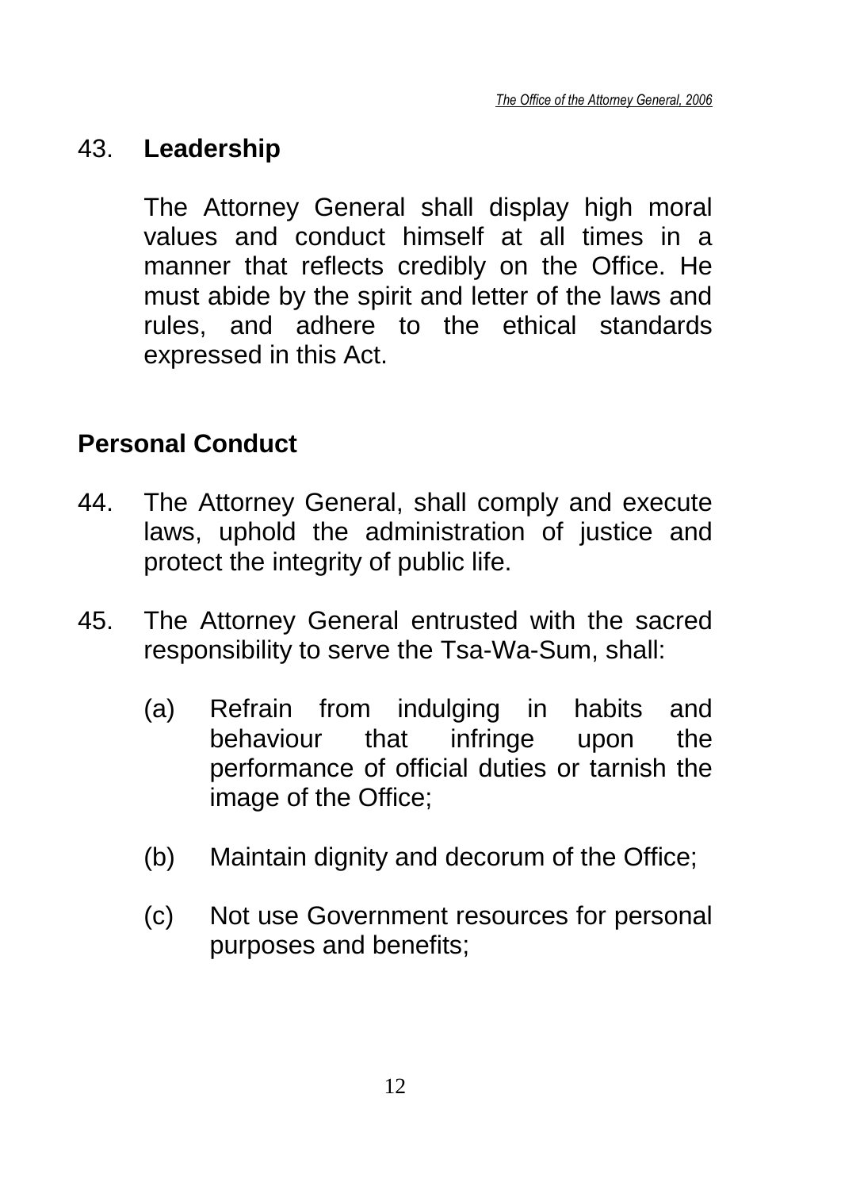## 43. Leadership

The Attorney General shall display high moral values and conduct himself at all times in a manner that reflects credibly on the Office. He must abide by the spirit and letter of the laws and rules, and adhere to the ethical standards expressed in this Act.

## Personal Conduct

44. The Attorney General, shall comply and execute laws, uphold the administration of justice and protect the integrity of public life.

45. The Attorney General entrusted with the sacred responsibility to serve the Tsa-Wa-Sum, shall:

   (a) Refrain from indulging in habits and behaviour that infringe upon the performance of official duties or tarnish the image of the Office;

   (b) Maintain dignity and decorum of the Office;

   (c) Not use Government resources for personal purposes and benefits;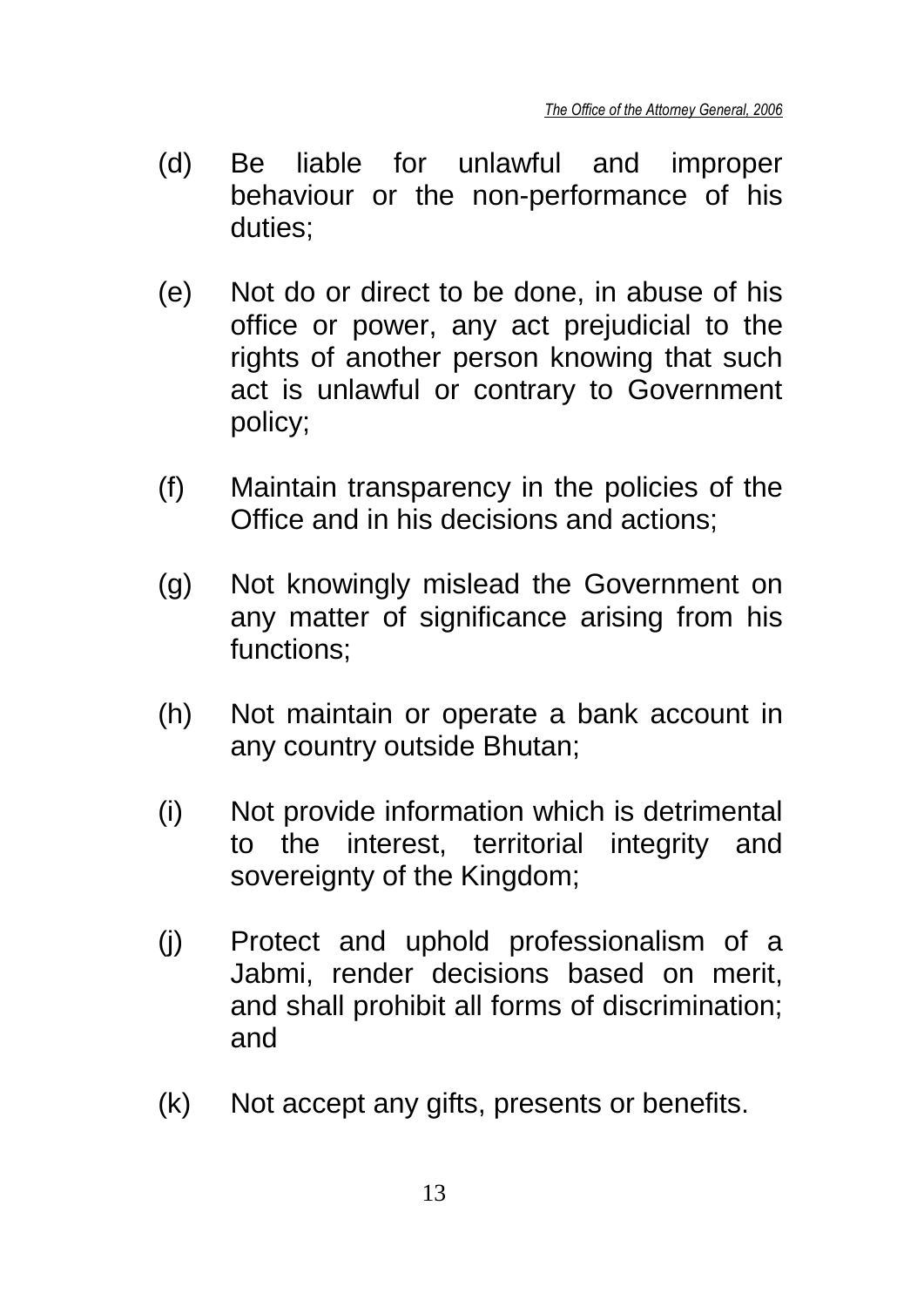(d) Be liable for unlawful and improper behaviour or the non-performance of his duties;

(e) Not do or direct to be done, in abuse of his office or power, any act prejudicial to the rights of another person knowing that such act is unlawful or contrary to Government policy;

(f) Maintain transparency in the policies of the Office and in his decisions and actions;

(g) Not knowingly mislead the Government on any matter of significance arising from his functions;

(h) Not maintain or operate a bank account in any country outside Bhutan;

(i) Not provide information which is detrimental to the interest, territorial integrity and sovereignty of the Kingdom;

(j) Protect and uphold professionalism of a Jabmi, render decisions based on merit, and shall prohibit all forms of discrimination; and

(k) Not accept any gifts, presents or benefits.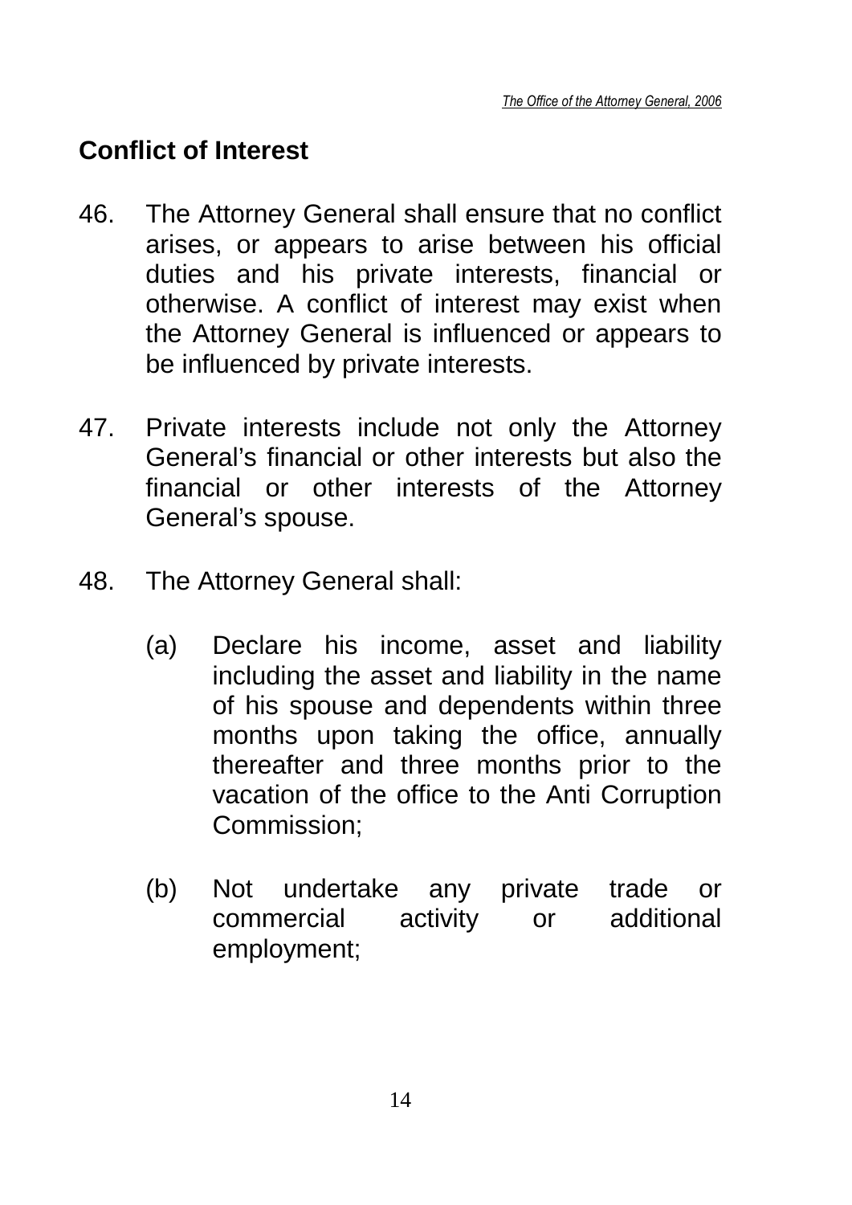## Conflict of Interest

46. The Attorney General shall ensure that no conflict arises, or appears to arise between his official duties and his private interests, financial or otherwise. A conflict of interest may exist when the Attorney General is influenced or appears to be influenced by private interests.

47. Private interests include not only the Attorney General's financial or other interests but also the financial or other interests of the Attorney General's spouse.

48. The Attorney General shall:

    (a) Declare his income, asset and liability including the asset and liability in the name of his spouse and dependents within three months upon taking the office, annually thereafter and three months prior to the vacation of the office to the Anti Corruption Commission;

    (b) Not undertake any private trade or commercial activity or additional employment;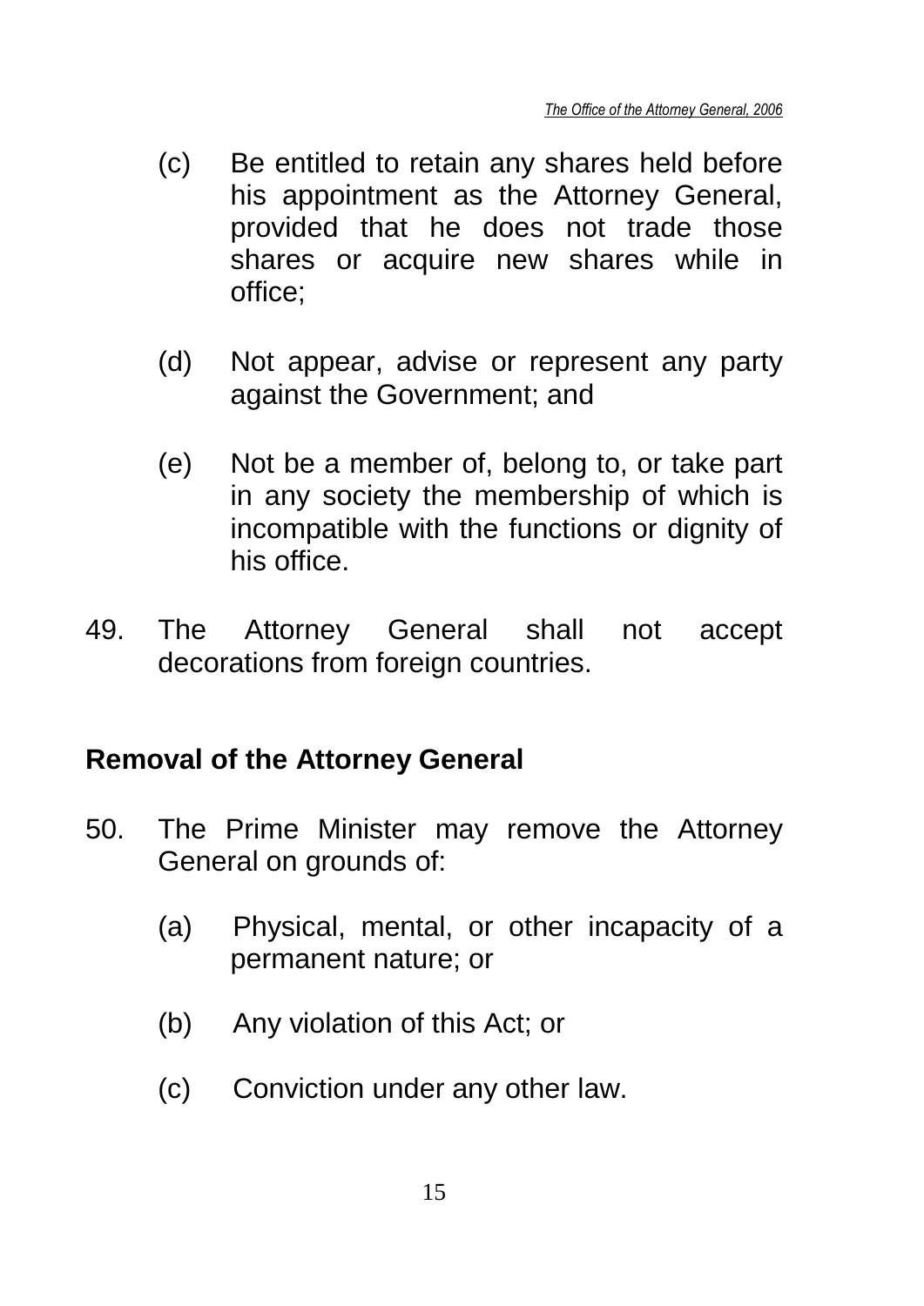(c) Be entitled to retain any shares held before his appointment as the Attorney General, provided that he does not trade those shares or acquire new shares while in office;

(d) Not appear, advise or represent any party against the Government; and

(e) Not be a member of, belong to, or take part in any society the membership of which is incompatible with the functions or dignity of his office.

49. The Attorney General shall not accept decorations from foreign countries.

## Removal of the Attorney General

50. The Prime Minister may remove the Attorney General on grounds of:

(a) Physical, mental, or other incapacity of a permanent nature; or

(b) Any violation of this Act; or

(c) Conviction under any other law.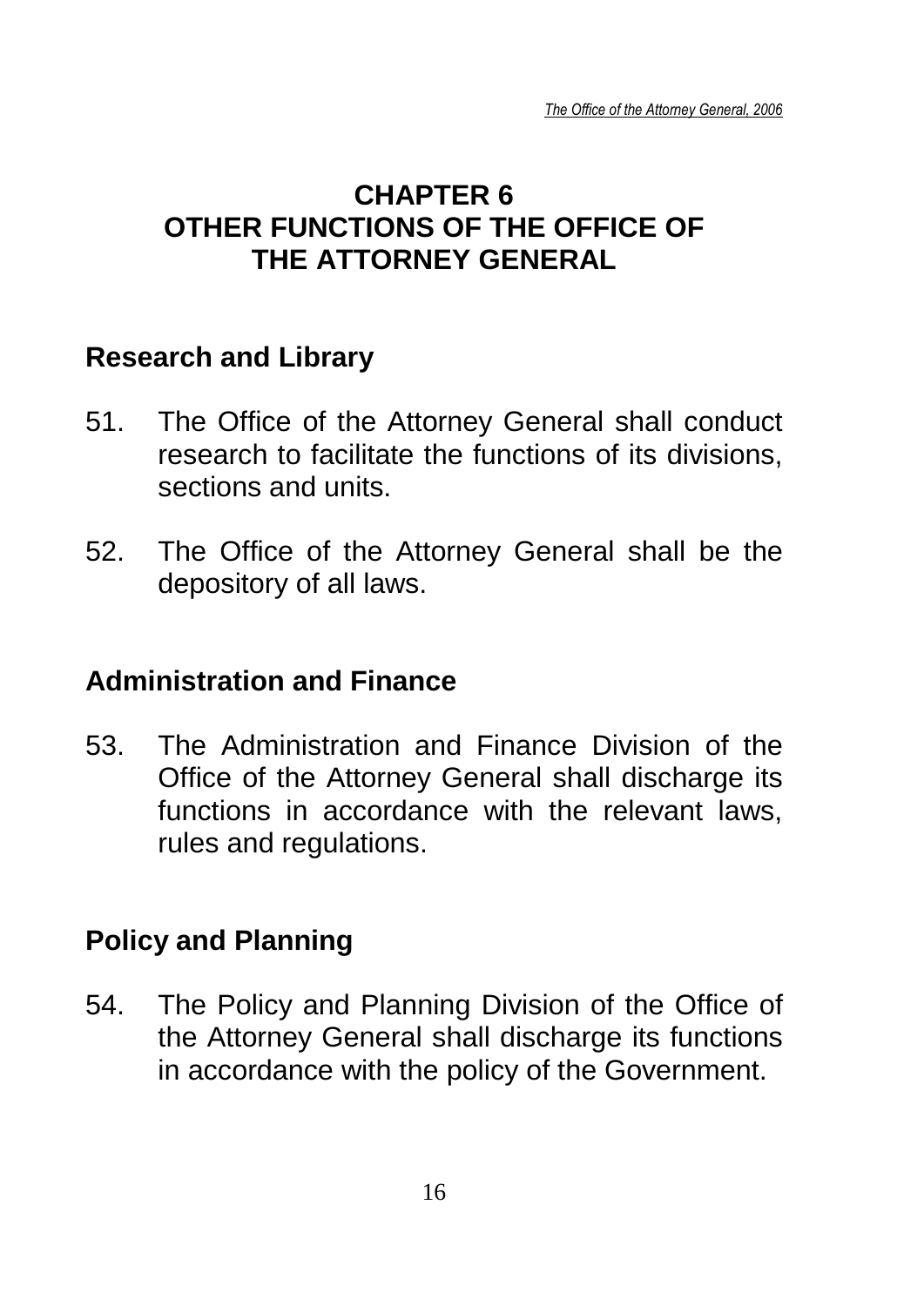# CHAPTER 6
# OTHER FUNCTIONS OF THE OFFICE OF THE ATTORNEY GENERAL

## Research and Library

51. The Office of the Attorney General shall conduct research to facilitate the functions of its divisions, sections and units.

52. The Office of the Attorney General shall be the depository of all laws.

## Administration and Finance

53. The Administration and Finance Division of the Office of the Attorney General shall discharge its functions in accordance with the relevant laws, rules and regulations.

## Policy and Planning

54. The Policy and Planning Division of the Office of the Attorney General shall discharge its functions in accordance with the policy of the Government.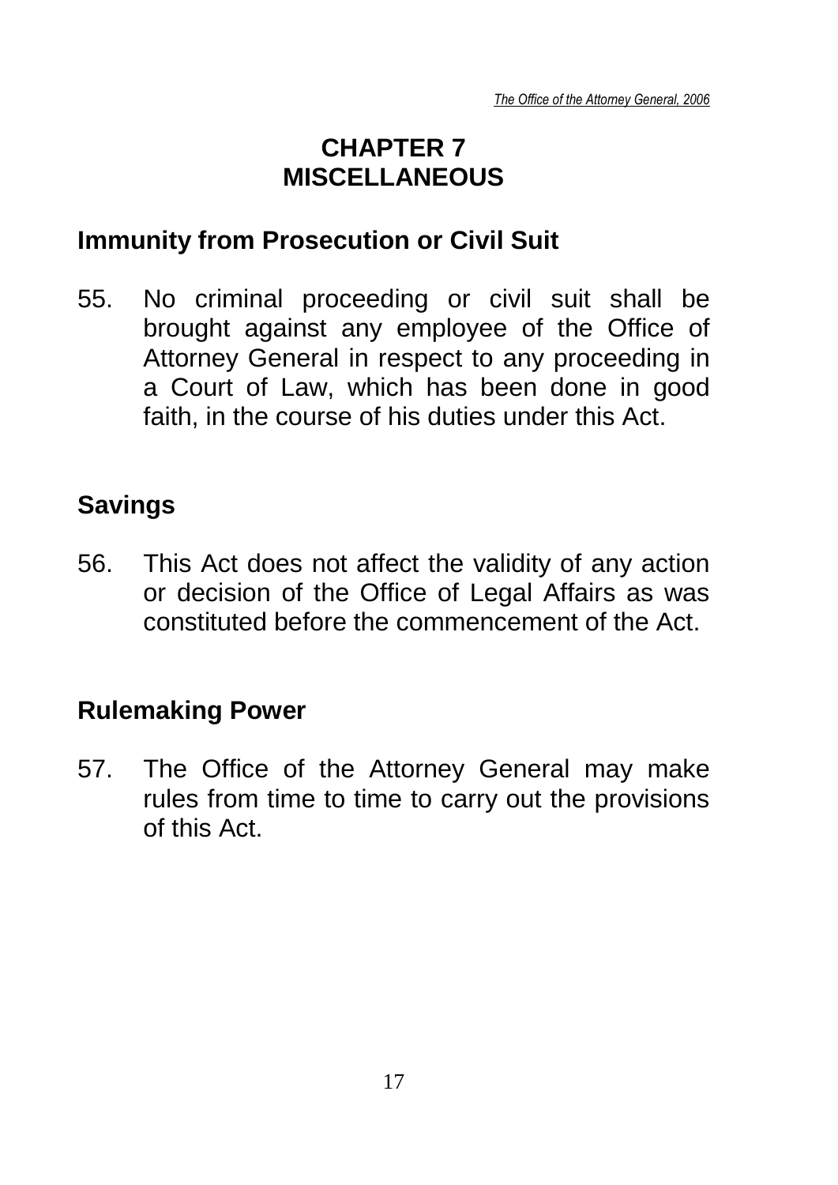# CHAPTER 7
# MISCELLANEOUS

## Immunity from Prosecution or Civil Suit

55. No criminal proceeding or civil suit shall be brought against any employee of the Office of Attorney General in respect to any proceeding in a Court of Law, which has been done in good faith, in the course of his duties under this Act.

## Savings

56. This Act does not affect the validity of any action or decision of the Office of Legal Affairs as was constituted before the commencement of the Act.

## Rulemaking Power

57. The Office of the Attorney General may make rules from time to time to carry out the provisions of this Act.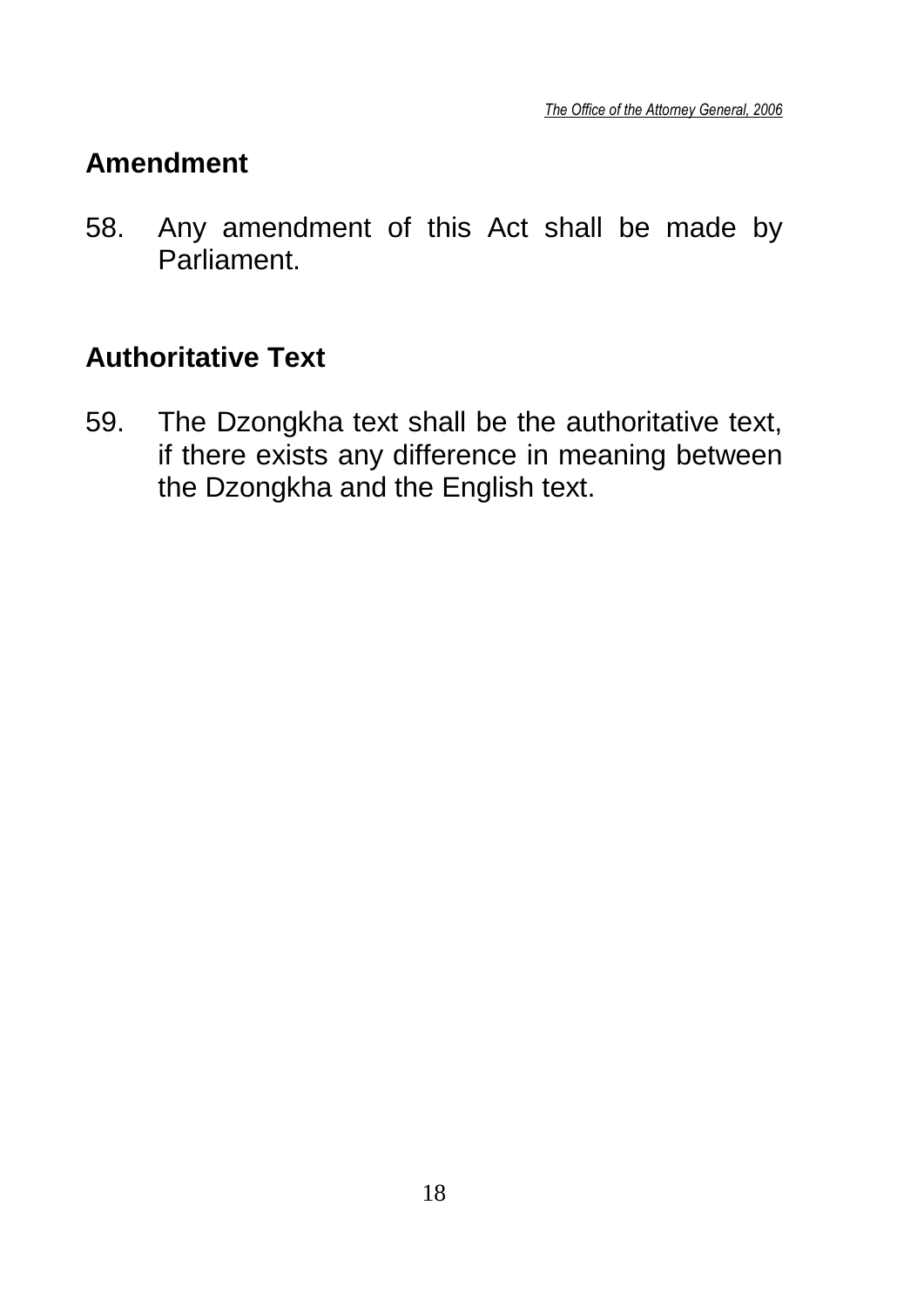## Amendment

58. Any amendment of this Act shall be made by Parliament.

## Authoritative Text

59. The Dzongkha text shall be the authoritative text, if there exists any difference in meaning between the Dzongkha and the English text.